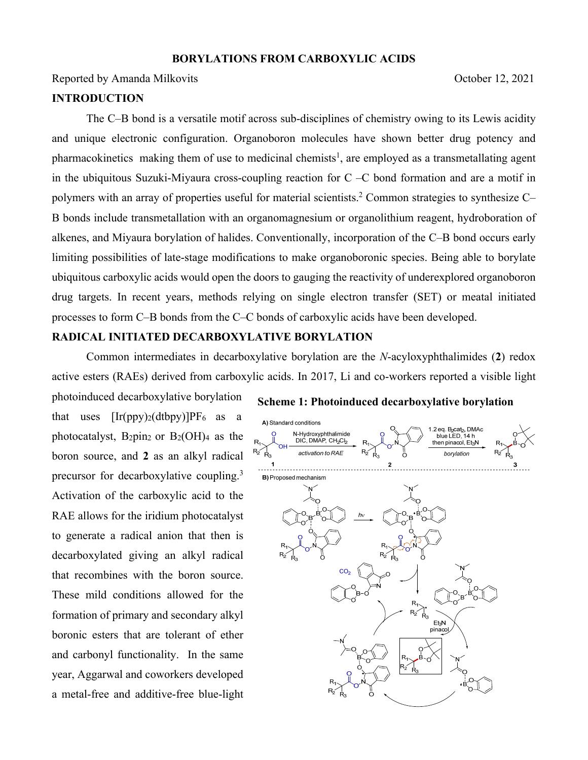# BORYLATIONS FROM CARBOXYLIC ACIDS

Reported by Amanda Milkovits October 12, 2021

## INTRODUCTION

The C–B bond is a versatile motif across sub-disciplines of chemistry owing to its Lewis acidity and unique electronic configuration. Organoboron molecules have shown better drug potency and pharmacokinetics making them of use to medicinal chemists[1], are employed as a transmetallating agent in the ubiquitous Suzuki-Miyaura cross-coupling reaction for C –C bond formation and are a motif in polymers with an array of properties useful for material scientists.[2] Common strategies to synthesize C–B bonds include transmetallation with an organomagnesium or organolithium reagent, hydroboration of alkenes, and Miyaura borylation of halides. Conventionally, incorporation of the C–B bond occurs early limiting possibilities of late-stage modifications to make organoboronic species. Being able to borylate ubiquitous carboxylic acids would open the doors to gauging the reactivity of underexplored organoboron drug targets. In recent years, methods relying on single electron transfer (SET) or meatal initiated processes to form C–B bonds from the C–C bonds of carboxylic acids have been developed.

## RADICAL INITIATED DECARBOXYLATIVE BORYLATION

Common intermediates in decarboxylative borylation are the *N*-acyloxyphthalimides (**2**) redox active esters (RAEs) derived from carboxylic acids. In 2017, Li and co-workers reported a visible light photoinduced decarboxylative borylation that uses $[Ir(ppy)_2(dtbpy)]PF_6$ as a photocatalyst, $B_2pin_2$ or $B_2(OH)_4$ as the boron source, and **2** as an alkyl radical precursor for decarboxylative coupling.[3] Activation of the carboxylic acid to the RAE allows for the iridium photocatalyst to generate a radical anion that then is decarboxylated giving an alkyl radical that recombines with the boron source. These mild conditions allowed for the formation of primary and secondary alkyl boronic esters that are tolerant of ether and carbonyl functionality. In the same year, Aggarwal and coworkers developed a metal-free and additive-free blue-light

**Scheme 1: Photoinduced decarboxylative borylation**

A) Standard conditions: **1** → (N-Hydroxyphthalimide, DIC, DMAP, $CH_2Cl_2$; *activation to RAE*) → **2** → (1.2 eq. $B_2cat_2$, DMAc, blue LED, 14 h, then pinacol, $Et_3N$; *borylation*) → **3**

B) Proposed mechanism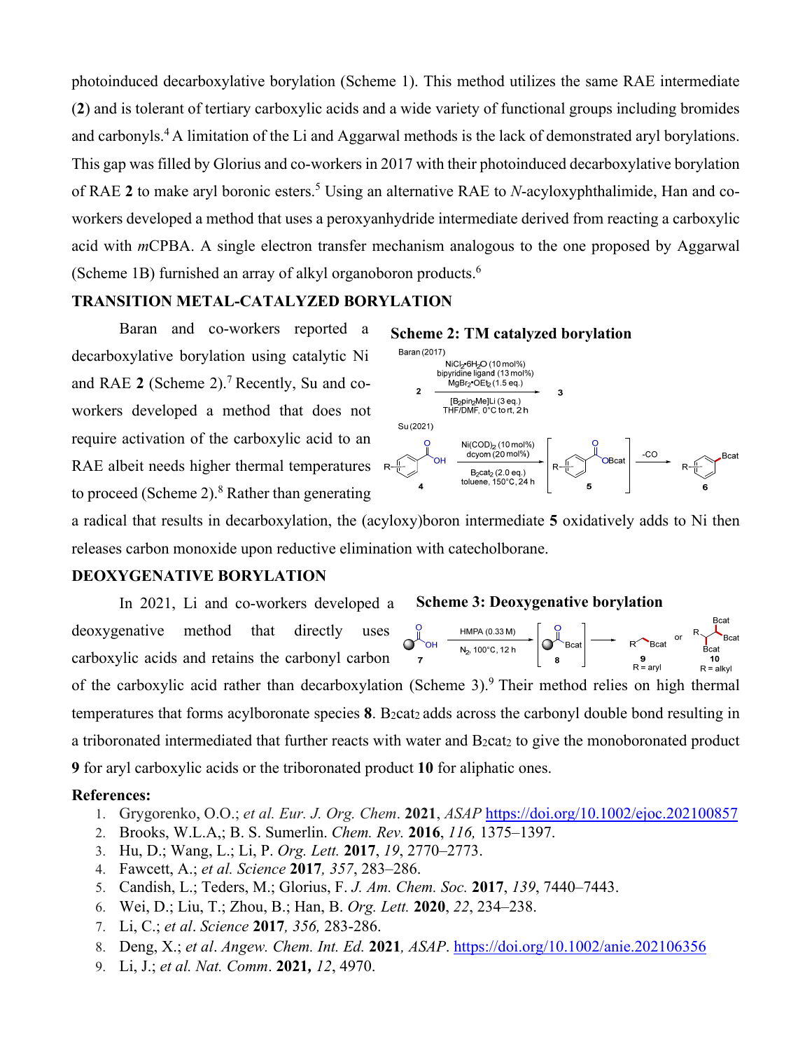photoinduced decarboxylative borylation (Scheme 1). This method utilizes the same RAE intermediate (**2**) and is tolerant of tertiary carboxylic acids and a wide variety of functional groups including bromides and carbonyls.[4] A limitation of the Li and Aggarwal methods is the lack of demonstrated aryl borylations. This gap was filled by Glorius and co-workers in 2017 with their photoinduced decarboxylative borylation of RAE **2** to make aryl boronic esters.[5] Using an alternative RAE to *N*-acyloxyphthalimide, Han and co-workers developed a method that uses a peroxyanhydride intermediate derived from reacting a carboxylic acid with *m*CPBA. A single electron transfer mechanism analogous to the one proposed by Aggarwal (Scheme 1B) furnished an array of alkyl organoboron products.[6]

## TRANSITION METAL-CATALYZED BORYLATION

Baran and co-workers reported a decarboxylative borylation using catalytic Ni and RAE **2** (Scheme 2).[7] Recently, Su and co-workers developed a method that does not require activation of the carboxylic acid to an RAE albeit needs higher thermal temperatures to proceed (Scheme 2).[8] Rather than generating a radical that results in decarboxylation, the (acyloxy)boron intermediate **5** oxidatively adds to Ni then releases carbon monoxide upon reductive elimination with catecholborane.

**Scheme 2: TM catalyzed borylation**

Baran (2017)

2 → 3: $NiCl_2{\bullet}6H_2O$ (10 mol%), bipyridine ligand (13 mol%), $MgBr_2{\bullet}OEt_2$ (1.5 eq.), $[B_2pin_2Me]Li$ (3 eq.), THF/DMF, 0°C to rt, 2 h

Su (2021)

4 → [5] → 6: $Ni(COD)_2$ (10 mol%), dcyom (20 mol%), $B_2cat_2$ (2.0 eq.), toluene, 150°C, 24 h; -CO

## DEOXYGENATIVE BORYLATION

In 2021, Li and co-workers developed a deoxygenative method that directly uses carboxylic acids and retains the carbonyl carbon of the carboxylic acid rather than decarboxylation (Scheme 3).[9] Their method relies on high thermal temperatures that forms acylboronate species **8**. $B_2cat_2$ adds across the carbonyl double bond resulting in a triboronated intermediated that further reacts with water and $B_2cat_2$ to give the monoboronated product **9** for aryl carboxylic acids or the triboronated product **10** for aliphatic ones.

**Scheme 3: Deoxygenative borylation**

7 → [8] → 9 (R = aryl) or 10 (R = alkyl): HMPA (0.33 M), $N_2$, 100°C, 12 h

**References:**

1. Grygorenko, O.O.; *et al. Eur. J. Org. Chem*. **2021**, *ASAP* https://doi.org/10.1002/ejoc.202100857
2. Brooks, W.L.A,; B. S. Sumerlin. *Chem. Rev.* **2016**, *116,* 1375–1397.
3. Hu, D.; Wang, L.; Li, P. *Org. Lett.* **2017**, *19*, 2770–2773.
4. Fawcett, A.; *et al. Science* **2017***, 357*, 283–286.
5. Candish, L.; Teders, M.; Glorius, F. *J. Am. Chem. Soc.* **2017**, *139*, 7440–7443.
6. Wei, D.; Liu, T.; Zhou, B.; Han, B. *Org. Lett.* **2020**, *22*, 234–238.
7. Li, C.; *et al*. *Science* **2017***, 356,* 283-286.
8. Deng, X.; *et al*. *Angew. Chem. Int. Ed.* **2021***, ASAP*. https://doi.org/10.1002/anie.202106356
9. Li, J.; *et al. Nat. Comm*. **2021,** *12*, 4970.